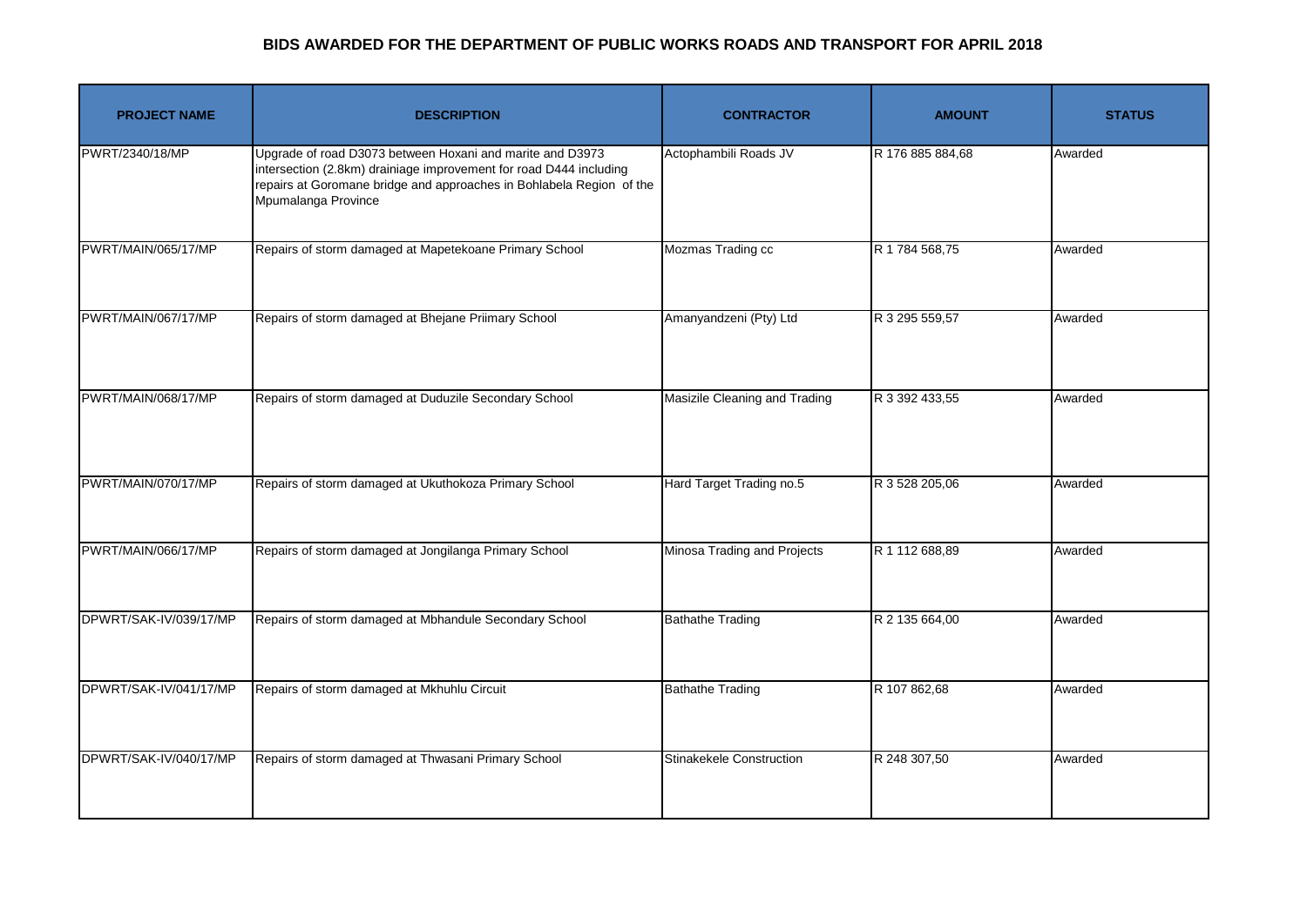# BIDS AWARDED FOR THE DEPARTMENT OF PUBLIC WORKS ROADS AND TRANSPORT FOR APRIL 2018

| PROJECT NAME | DESCRIPTION | CONTRACTOR | AMOUNT | STATUS |
|---|---|---|---|---|
| PWRT/2340/18/MP | Upgrade of road D3073 between Hoxani and marite and D3973 intersection (2.8km) drainiage improvement for road D444 including repairs at Goromane bridge and approaches in Bohlabela Region of the Mpumalanga Province | Actophambili Roads JV | R 176 885 884,68 | Awarded |
| PWRT/MAIN/065/17/MP | Repairs of storm damaged at Mapetekoane Primary School | Mozmas Trading cc | R 1 784 568,75 | Awarded |
| PWRT/MAIN/067/17/MP | Repairs of storm damaged at Bhejane Priimary School | Amanyandzeni (Pty) Ltd | R 3 295 559,57 | Awarded |
| PWRT/MAIN/068/17/MP | Repairs of storm damaged at Duduzile Secondary School | Masizile Cleaning and Trading | R 3 392 433,55 | Awarded |
| PWRT/MAIN/070/17/MP | Repairs of storm damaged at Ukuthokoza Primary School | Hard Target Trading no.5 | R 3 528 205,06 | Awarded |
| PWRT/MAIN/066/17/MP | Repairs of storm damaged at Jongilanga Primary School | Minosa Trading and Projects | R 1 112 688,89 | Awarded |
| DPWRT/SAK-IV/039/17/MP | Repairs of storm damaged at Mbhandule Secondary School | Bathathe Trading | R 2 135 664,00 | Awarded |
| DPWRT/SAK-IV/041/17/MP | Repairs of storm damaged at Mkhuhlu Circuit | Bathathe Trading | R 107 862,68 | Awarded |
| DPWRT/SAK-IV/040/17/MP | Repairs of storm damaged at Thwasani Primary School | Stinakekele Construction | R 248 307,50 | Awarded |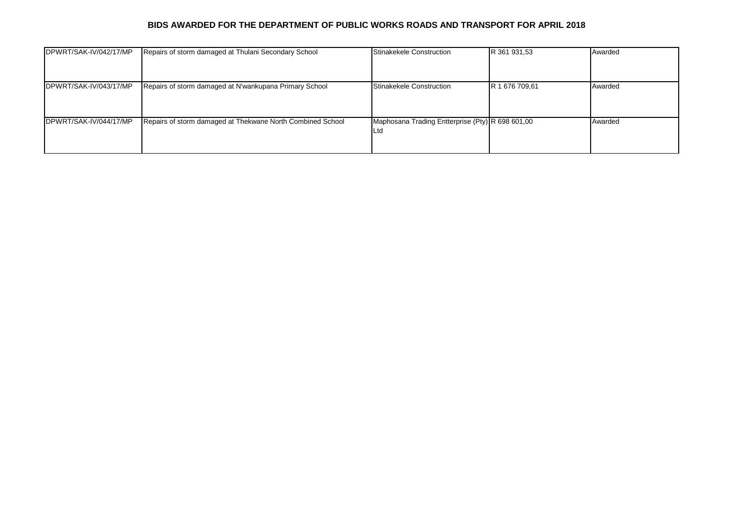**BIDS AWARDED FOR THE DEPARTMENT OF PUBLIC WORKS ROADS AND TRANSPORT FOR APRIL 2018**

| | | | | |
|---|---|---|---|---|
| DPWRT/SAK-IV/042/17/MP | Repairs of storm damaged at Thulani Secondary School | Stinakekele Construction | R 361 931,53 | Awarded |
| DPWRT/SAK-IV/043/17/MP | Repairs of storm damaged at N'wankupana Primary School | Stinakekele Construction | R 1 676 709,61 | Awarded |
| DPWRT/SAK-IV/044/17/MP | Repairs of storm damaged at Thekwane North Combined School | Maphosana Trading Entterprise (Pty) Ltd | R 698 601,00 | Awarded |